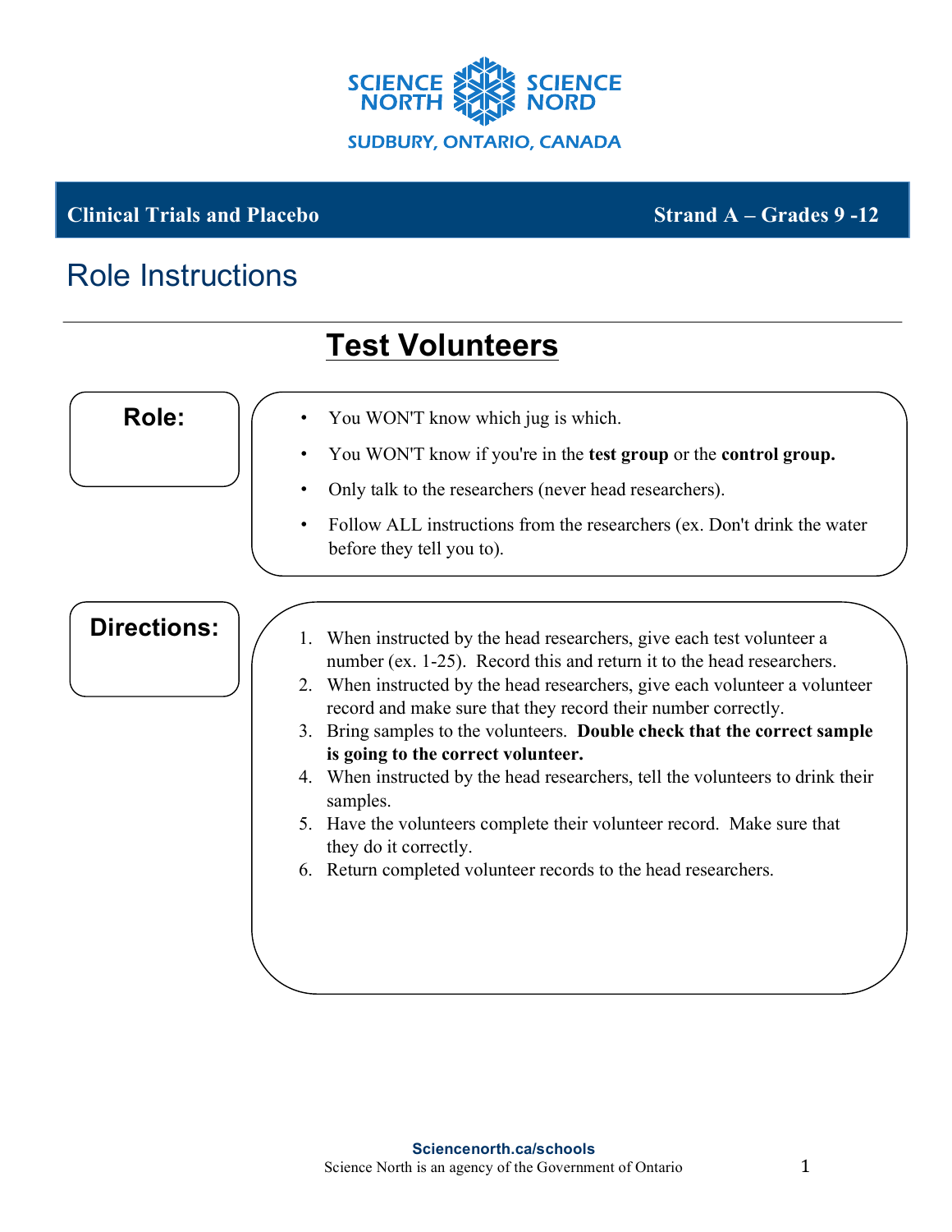SCIENCE NORTH SCIENCE NORD

SUDBURY, ONTARIO, CANADA

**Clinical Trials and Placebo** **Strand A – Grades 9 -12**

# Role Instructions

## Test Volunteers

### Role:

- You WON'T know which jug is which.
- You WON'T know if you're in the **test group** or the **control group.**
- Only talk to the researchers (never head researchers).
- Follow ALL instructions from the researchers (ex. Don't drink the water before they tell you to).

### Directions:

1. When instructed by the head researchers, give each test volunteer a number (ex. 1-25). Record this and return it to the head researchers.
2. When instructed by the head researchers, give each volunteer a volunteer record and make sure that they record their number correctly.
3. Bring samples to the volunteers. **Double check that the correct sample is going to the correct volunteer.**
4. When instructed by the head researchers, tell the volunteers to drink their samples.
5. Have the volunteers complete their volunteer record. Make sure that they do it correctly.
6. Return completed volunteer records to the head researchers.

**Sciencenorth.ca/schools**
Science North is an agency of the Government of Ontario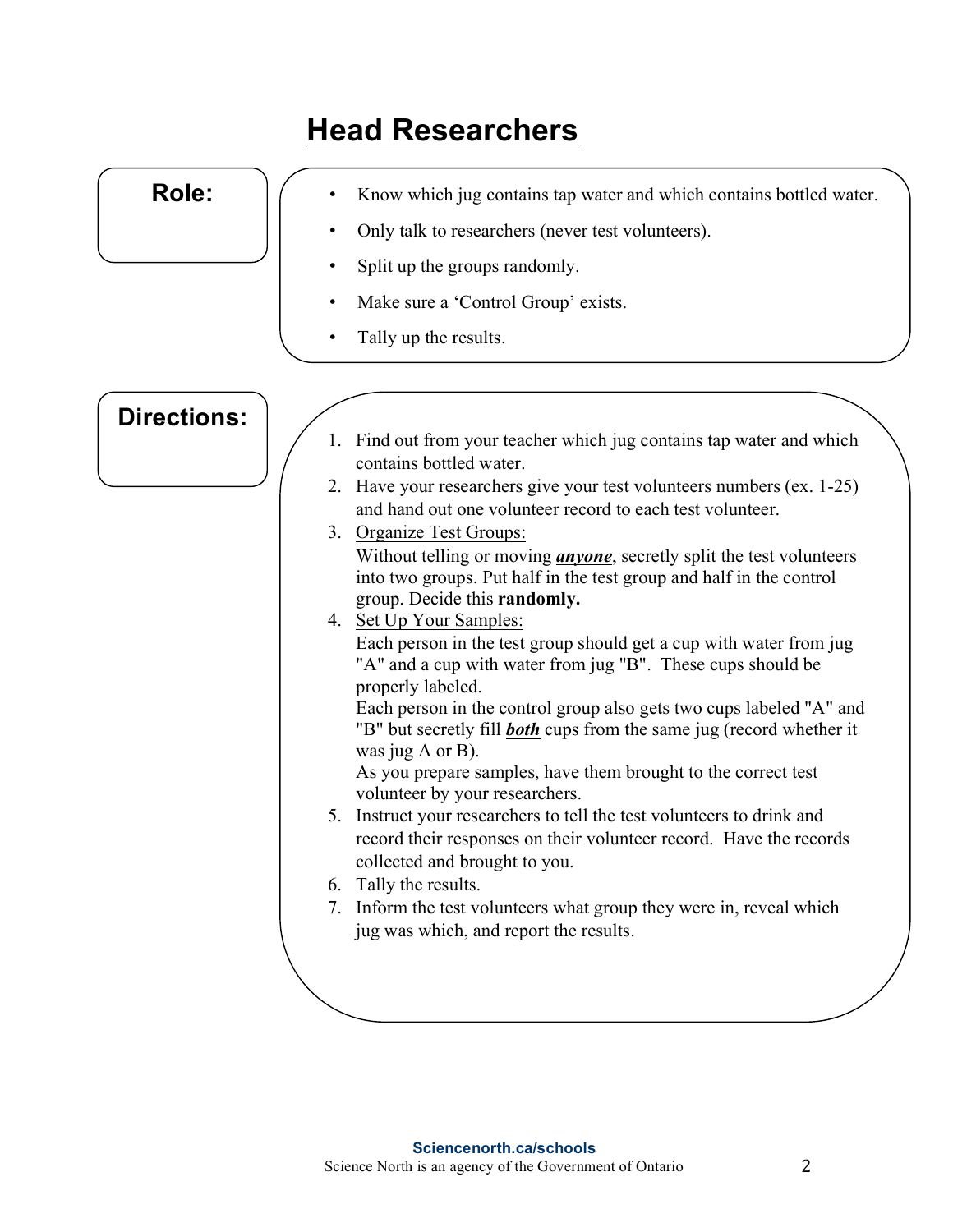# Head Researchers

## Role:

- Know which jug contains tap water and which contains bottled water.
- Only talk to researchers (never test volunteers).
- Split up the groups randomly.
- Make sure a 'Control Group' exists.
- Tally up the results.

## Directions:

1. Find out from your teacher which jug contains tap water and which contains bottled water.
2. Have your researchers give your test volunteers numbers (ex. 1-25) and hand out one volunteer record to each test volunteer.
3. Organize Test Groups:
   Without telling or moving ***anyone***, secretly split the test volunteers into two groups. Put half in the test group and half in the control group. Decide this **randomly.**
4. Set Up Your Samples:
   Each person in the test group should get a cup with water from jug "A" and a cup with water from jug "B". These cups should be properly labeled.
   Each person in the control group also gets two cups labeled "A" and "B" but secretly fill ***both*** cups from the same jug (record whether it was jug A or B).
   As you prepare samples, have them brought to the correct test volunteer by your researchers.
5. Instruct your researchers to tell the test volunteers to drink and record their responses on their volunteer record. Have the records collected and brought to you.
6. Tally the results.
7. Inform the test volunteers what group they were in, reveal which jug was which, and report the results.

**Sciencenorth.ca/schools**
Science North is an agency of the Government of Ontario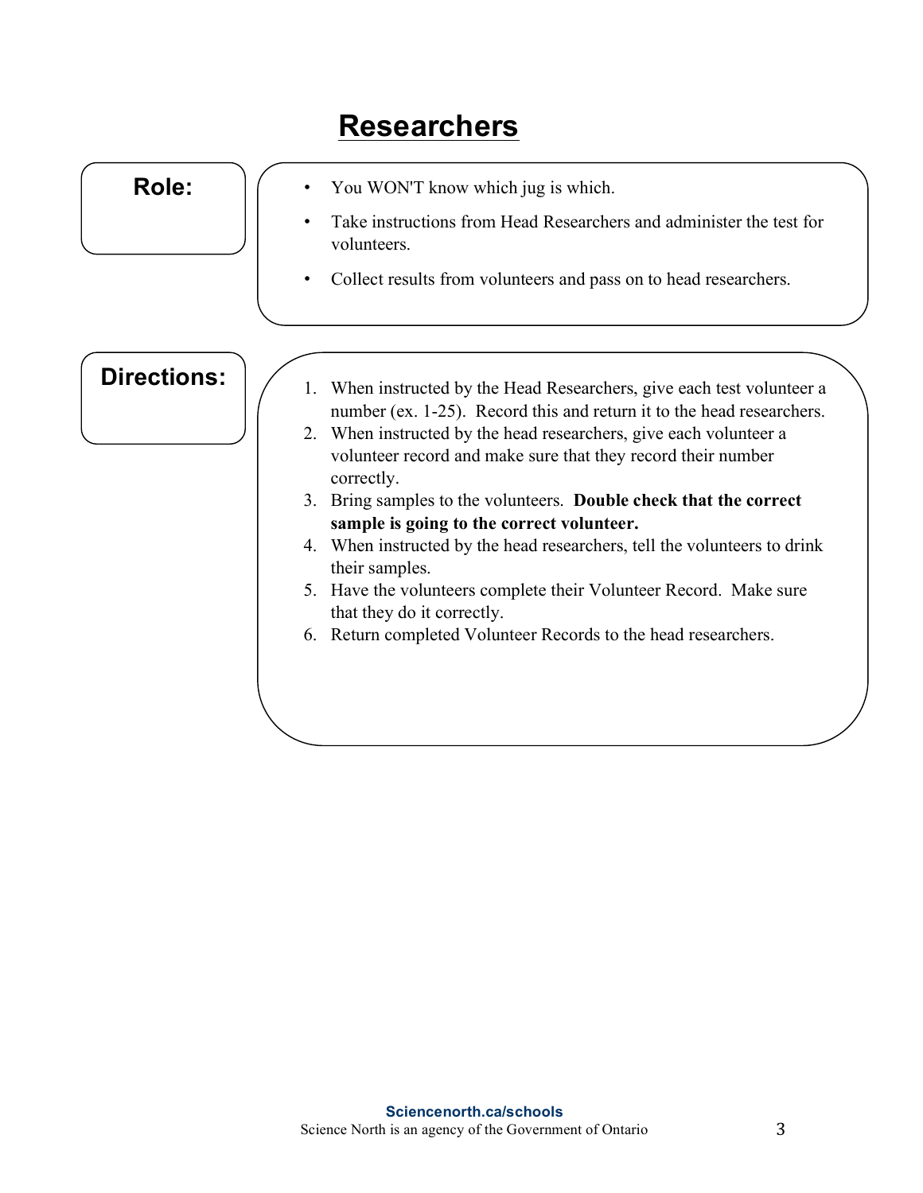# Researchers

**Role:**

- You WON'T know which jug is which.
- Take instructions from Head Researchers and administer the test for volunteers.
- Collect results from volunteers and pass on to head researchers.

**Directions:**

1. When instructed by the Head Researchers, give each test volunteer a number (ex. 1-25). Record this and return it to the head researchers.
2. When instructed by the head researchers, give each volunteer a volunteer record and make sure that they record their number correctly.
3. Bring samples to the volunteers. **Double check that the correct sample is going to the correct volunteer.**
4. When instructed by the head researchers, tell the volunteers to drink their samples.
5. Have the volunteers complete their Volunteer Record. Make sure that they do it correctly.
6. Return completed Volunteer Records to the head researchers.